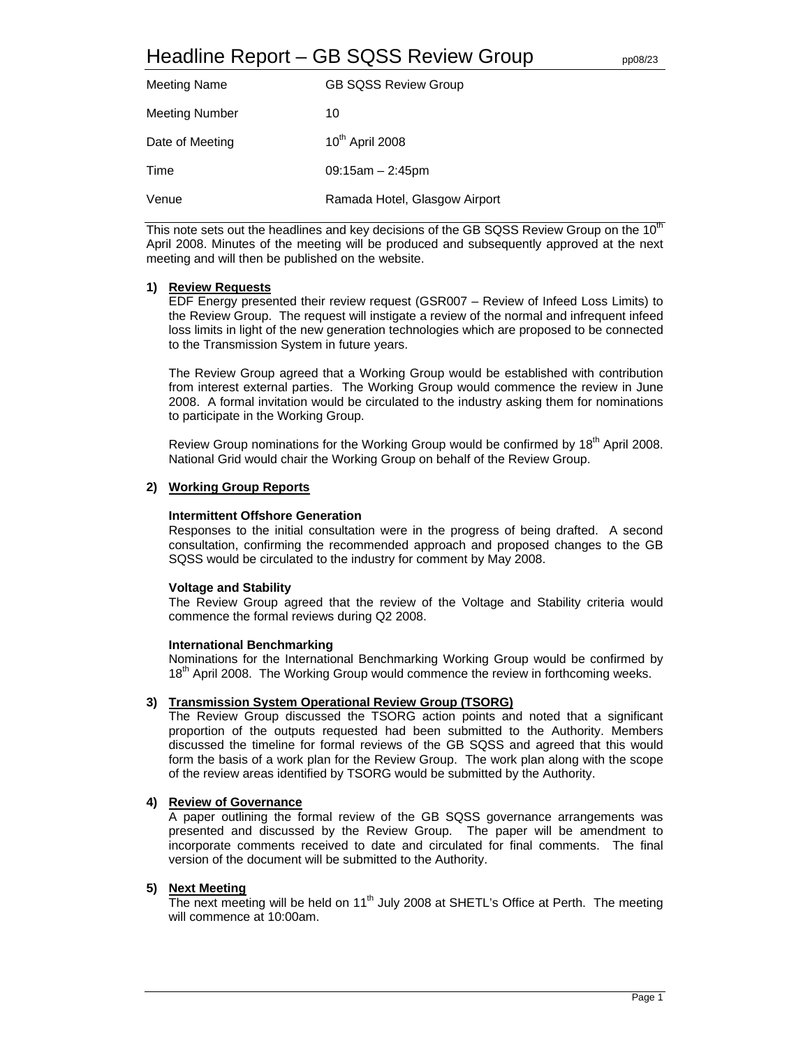# Headline Report – GB SQSS Review Group

pp08/23

| | |
|---|---|
| Meeting Name | GB SQSS Review Group |
| Meeting Number | 10 |
| Date of Meeting | 10th April 2008 |
| Time | 09:15am – 2:45pm |
| Venue | Ramada Hotel, Glasgow Airport |

This note sets out the headlines and key decisions of the GB SQSS Review Group on the 10th April 2008. Minutes of the meeting will be produced and subsequently approved at the next meeting and will then be published on the website.

## 1) Review Requests

EDF Energy presented their review request (GSR007 – Review of Infeed Loss Limits) to the Review Group. The request will instigate a review of the normal and infrequent infeed loss limits in light of the new generation technologies which are proposed to be connected to the Transmission System in future years.

The Review Group agreed that a Working Group would be established with contribution from interest external parties. The Working Group would commence the review in June 2008. A formal invitation would be circulated to the industry asking them for nominations to participate in the Working Group.

Review Group nominations for the Working Group would be confirmed by 18th April 2008. National Grid would chair the Working Group on behalf of the Review Group.

## 2) Working Group Reports

**Intermittent Offshore Generation**

Responses to the initial consultation were in the progress of being drafted. A second consultation, confirming the recommended approach and proposed changes to the GB SQSS would be circulated to the industry for comment by May 2008.

**Voltage and Stability**

The Review Group agreed that the review of the Voltage and Stability criteria would commence the formal reviews during Q2 2008.

**International Benchmarking**

Nominations for the International Benchmarking Working Group would be confirmed by 18th April 2008. The Working Group would commence the review in forthcoming weeks.

## 3) Transmission System Operational Review Group (TSORG)

The Review Group discussed the TSORG action points and noted that a significant proportion of the outputs requested had been submitted to the Authority. Members discussed the timeline for formal reviews of the GB SQSS and agreed that this would form the basis of a work plan for the Review Group. The work plan along with the scope of the review areas identified by TSORG would be submitted by the Authority.

## 4) Review of Governance

A paper outlining the formal review of the GB SQSS governance arrangements was presented and discussed by the Review Group. The paper will be amendment to incorporate comments received to date and circulated for final comments. The final version of the document will be submitted to the Authority.

## 5) Next Meeting

The next meeting will be held on 11th July 2008 at SHETL's Office at Perth. The meeting will commence at 10:00am.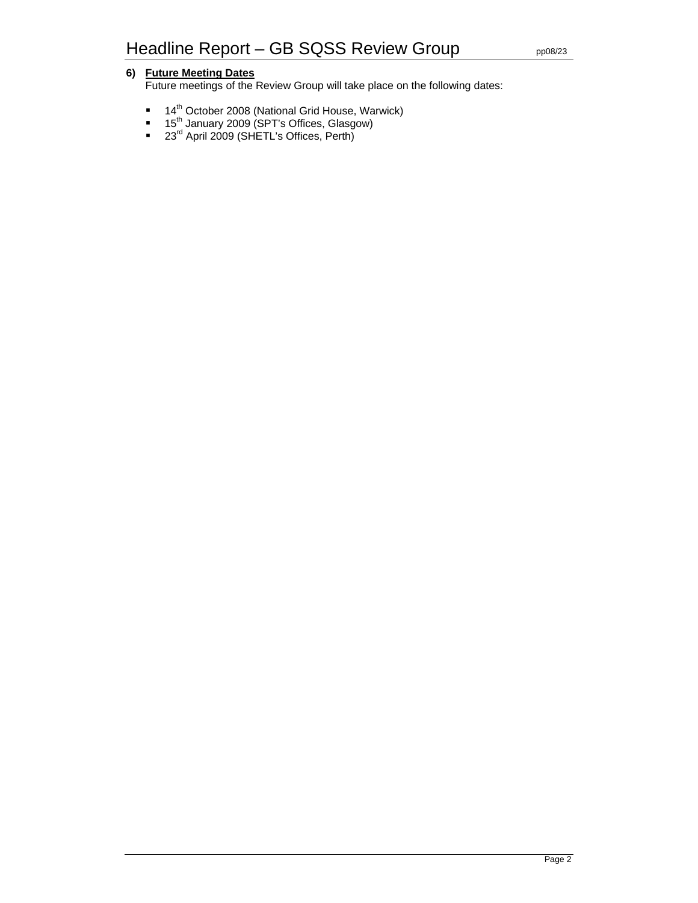**6) Future Meeting Dates**

Future meetings of the Review Group will take place on the following dates:

- 14th October 2008 (National Grid House, Warwick)
- 15th January 2009 (SPT's Offices, Glasgow)
- 23rd April 2009 (SHETL's Offices, Perth)